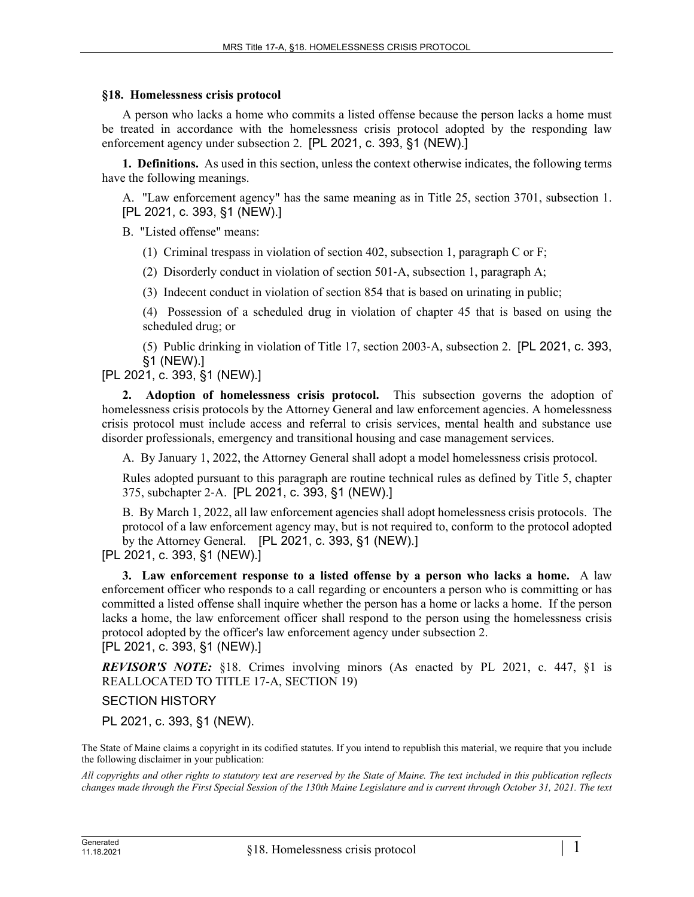## §18. Homelessness crisis protocol

A person who lacks a home who commits a listed offense because the person lacks a home must be treated in accordance with the homelessness crisis protocol adopted by the responding law enforcement agency under subsection 2. [PL 2021, c. 393, §1 (NEW).]

**1. Definitions.** As used in this section, unless the context otherwise indicates, the following terms have the following meanings.

A. "Law enforcement agency" has the same meaning as in Title 25, section 3701, subsection 1. [PL 2021, c. 393, §1 (NEW).]

B. "Listed offense" means:

(1) Criminal trespass in violation of section 402, subsection 1, paragraph C or F;

(2) Disorderly conduct in violation of section 501-A, subsection 1, paragraph A;

(3) Indecent conduct in violation of section 854 that is based on urinating in public;

(4) Possession of a scheduled drug in violation of chapter 45 that is based on using the scheduled drug; or

(5) Public drinking in violation of Title 17, section 2003-A, subsection 2. [PL 2021, c. 393, §1 (NEW).]

[PL 2021, c. 393, §1 (NEW).]

**2. Adoption of homelessness crisis protocol.** This subsection governs the adoption of homelessness crisis protocols by the Attorney General and law enforcement agencies. A homelessness crisis protocol must include access and referral to crisis services, mental health and substance use disorder professionals, emergency and transitional housing and case management services.

A. By January 1, 2022, the Attorney General shall adopt a model homelessness crisis protocol.

Rules adopted pursuant to this paragraph are routine technical rules as defined by Title 5, chapter 375, subchapter 2-A. [PL 2021, c. 393, §1 (NEW).]

B. By March 1, 2022, all law enforcement agencies shall adopt homelessness crisis protocols. The protocol of a law enforcement agency may, but is not required to, conform to the protocol adopted by the Attorney General. [PL 2021, c. 393, §1 (NEW).]

[PL 2021, c. 393, §1 (NEW).]

**3. Law enforcement response to a listed offense by a person who lacks a home.** A law enforcement officer who responds to a call regarding or encounters a person who is committing or has committed a listed offense shall inquire whether the person has a home or lacks a home. If the person lacks a home, the law enforcement officer shall respond to the person using the homelessness crisis protocol adopted by the officer's law enforcement agency under subsection 2.

[PL 2021, c. 393, §1 (NEW).]

***REVISOR'S NOTE:*** §18. Crimes involving minors (As enacted by PL 2021, c. 447, §1 is REALLOCATED TO TITLE 17-A, SECTION 19)

SECTION HISTORY

PL 2021, c. 393, §1 (NEW).

The State of Maine claims a copyright in its codified statutes. If you intend to republish this material, we require that you include the following disclaimer in your publication:

*All copyrights and other rights to statutory text are reserved by the State of Maine. The text included in this publication reflects changes made through the First Special Session of the 130th Maine Legislature and is current through October 31, 2021. The text*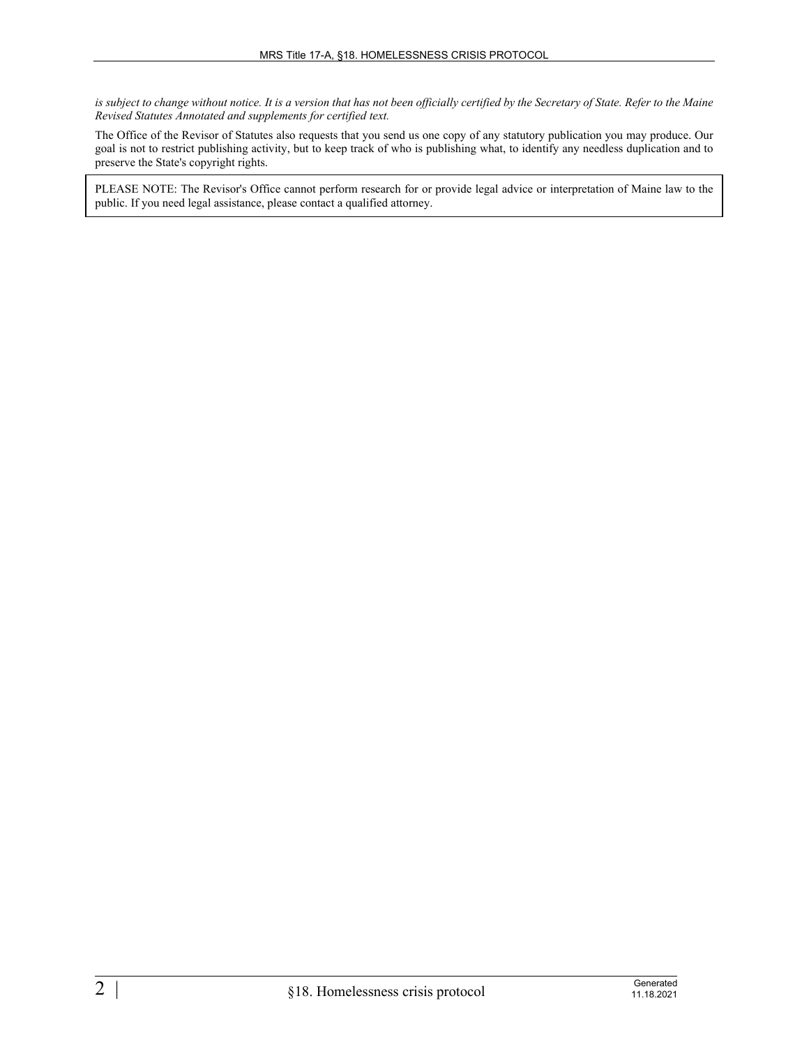*is subject to change without notice. It is a version that has not been officially certified by the Secretary of State. Refer to the Maine Revised Statutes Annotated and supplements for certified text.*

The Office of the Revisor of Statutes also requests that you send us one copy of any statutory publication you may produce. Our goal is not to restrict publishing activity, but to keep track of who is publishing what, to identify any needless duplication and to preserve the State's copyright rights.

PLEASE NOTE: The Revisor's Office cannot perform research for or provide legal advice or interpretation of Maine law to the public. If you need legal assistance, please contact a qualified attorney.